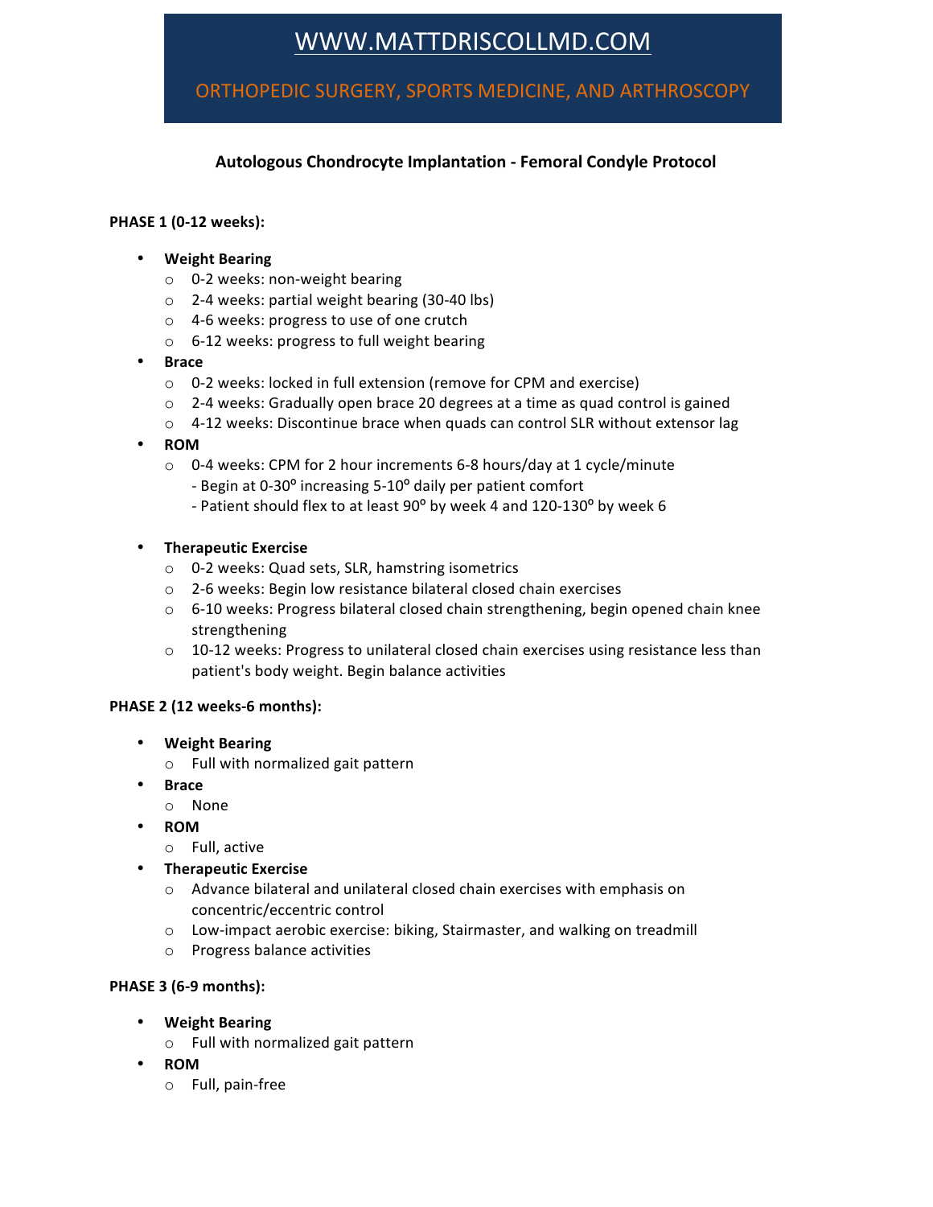# WWW.MATTDRISCOLLMD.COM

## ORTHOPEDIC SURGERY, SPORTS MEDICINE, AND ARTHROSCOPY

### Autologous Chondrocyte Implantation - Femoral Condyle Protocol

**PHASE 1 (0-12 weeks):**

- **Weight Bearing**
    - 0-2 weeks: non-weight bearing
    - 2-4 weeks: partial weight bearing (30-40 lbs)
    - 4-6 weeks: progress to use of one crutch
    - 6-12 weeks: progress to full weight bearing
- **Brace**
    - 0-2 weeks: locked in full extension (remove for CPM and exercise)
    - 2-4 weeks: Gradually open brace 20 degrees at a time as quad control is gained
    - 4-12 weeks: Discontinue brace when quads can control SLR without extensor lag
- **ROM**
    - 0-4 weeks: CPM for 2 hour increments 6-8 hours/day at 1 cycle/minute
      - Begin at 0-30° increasing 5-10° daily per patient comfort
      - Patient should flex to at least 90° by week 4 and 120-130° by week 6
- **Therapeutic Exercise**
    - 0-2 weeks: Quad sets, SLR, hamstring isometrics
    - 2-6 weeks: Begin low resistance bilateral closed chain exercises
    - 6-10 weeks: Progress bilateral closed chain strengthening, begin opened chain knee strengthening
    - 10-12 weeks: Progress to unilateral closed chain exercises using resistance less than patient's body weight. Begin balance activities

**PHASE 2 (12 weeks-6 months):**

- **Weight Bearing**
    - Full with normalized gait pattern
- **Brace**
    - None
- **ROM**
    - Full, active
- **Therapeutic Exercise**
    - Advance bilateral and unilateral closed chain exercises with emphasis on concentric/eccentric control
    - Low-impact aerobic exercise: biking, Stairmaster, and walking on treadmill
    - Progress balance activities

**PHASE 3 (6-9 months):**

- **Weight Bearing**
    - Full with normalized gait pattern
- **ROM**
    - Full, pain-free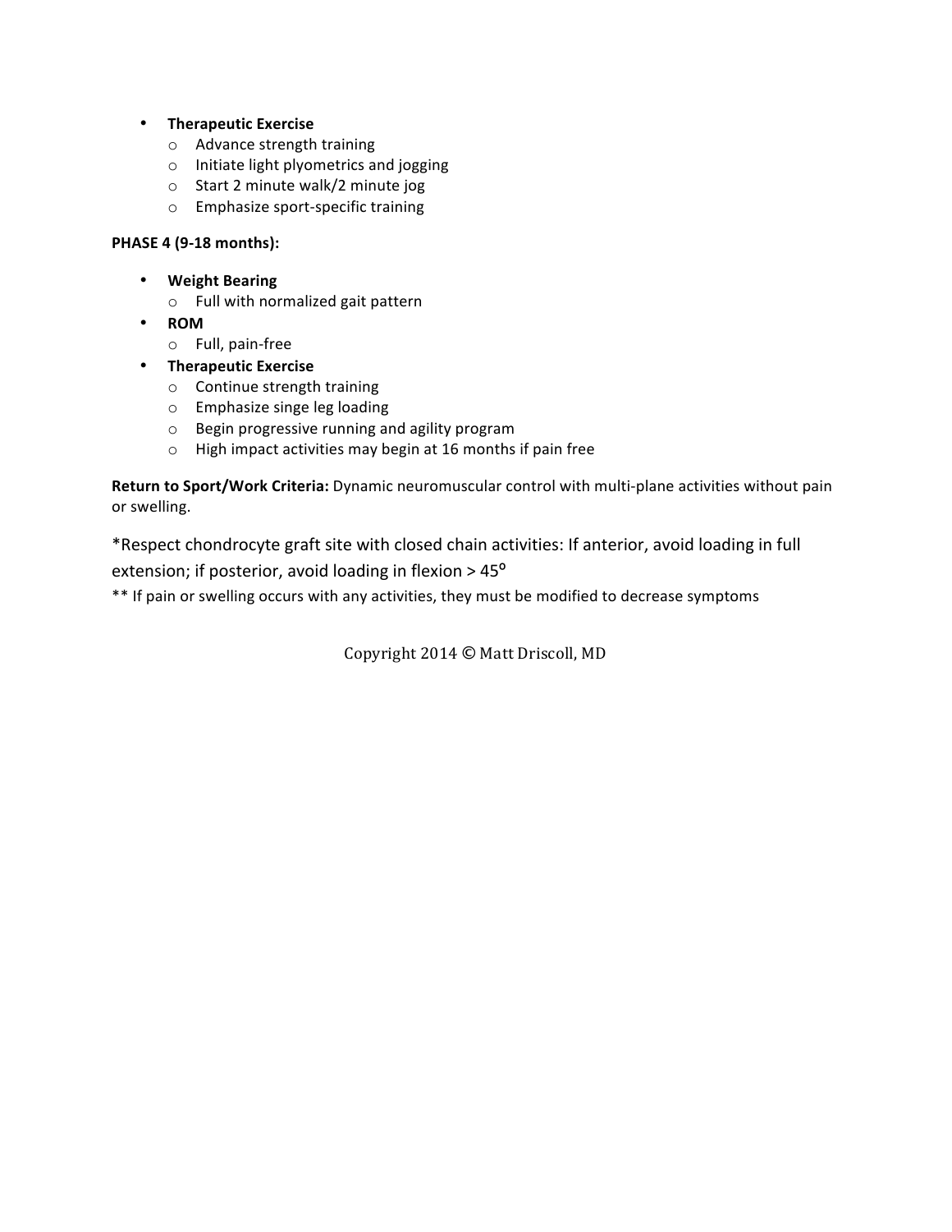- **Therapeutic Exercise**
  - Advance strength training
  - Initiate light plyometrics and jogging
  - Start 2 minute walk/2 minute jog
  - Emphasize sport-specific training

**PHASE 4 (9-18 months):**

- **Weight Bearing**
  - Full with normalized gait pattern
- **ROM**
  - Full, pain-free
- **Therapeutic Exercise**
  - Continue strength training
  - Emphasize singe leg loading
  - Begin progressive running and agility program
  - High impact activities may begin at 16 months if pain free

**Return to Sport/Work Criteria:** Dynamic neuromuscular control with multi-plane activities without pain or swelling.

*Respect chondrocyte graft site with closed chain activities: If anterior, avoid loading in full extension; if posterior, avoid loading in flexion > 45°

** If pain or swelling occurs with any activities, they must be modified to decrease symptoms

Copyright 2014 © Matt Driscoll, MD